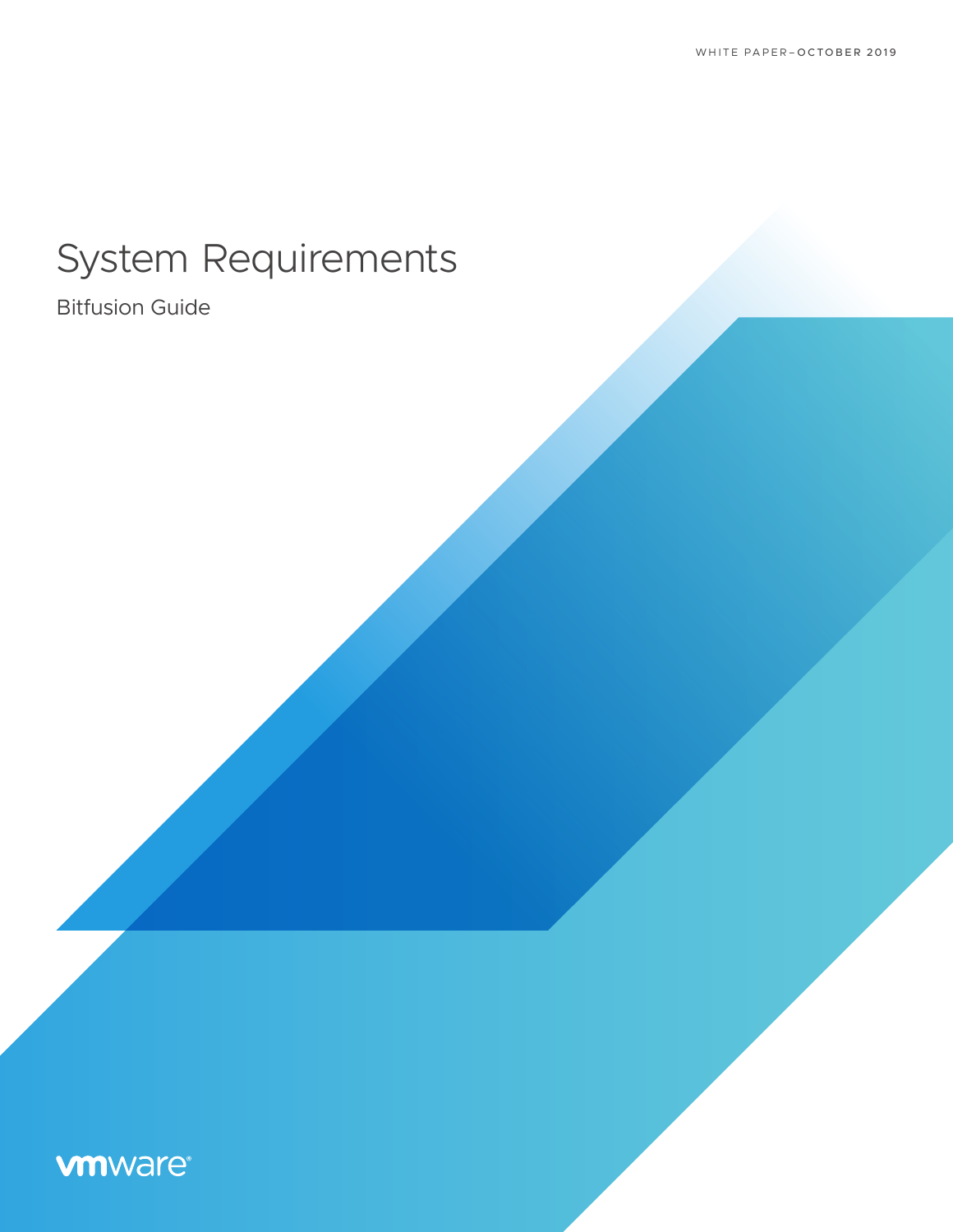WHITE PAPER–OCTOBER 2019

# System Requirements

## Bitfusion Guide

vmware®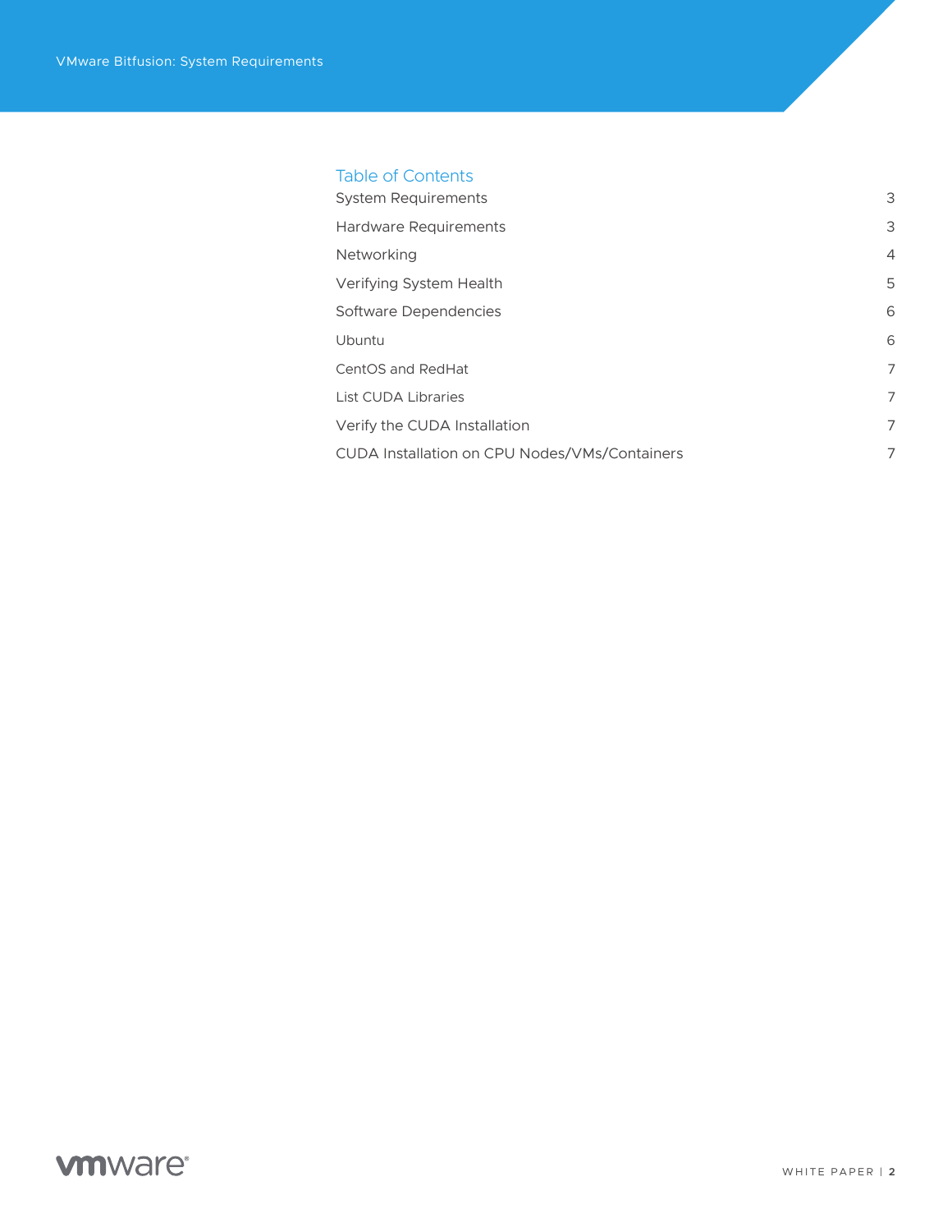## Table of Contents

| | |
|---|---|
| System Requirements | 3 |
| Hardware Requirements | 3 |
| Networking | 4 |
| Verifying System Health | 5 |
| Software Dependencies | 6 |
| Ubuntu | 6 |
| CentOS and RedHat | 7 |
| List CUDA Libraries | 7 |
| Verify the CUDA Installation | 7 |
| CUDA Installation on CPU Nodes/VMs/Containers | 7 |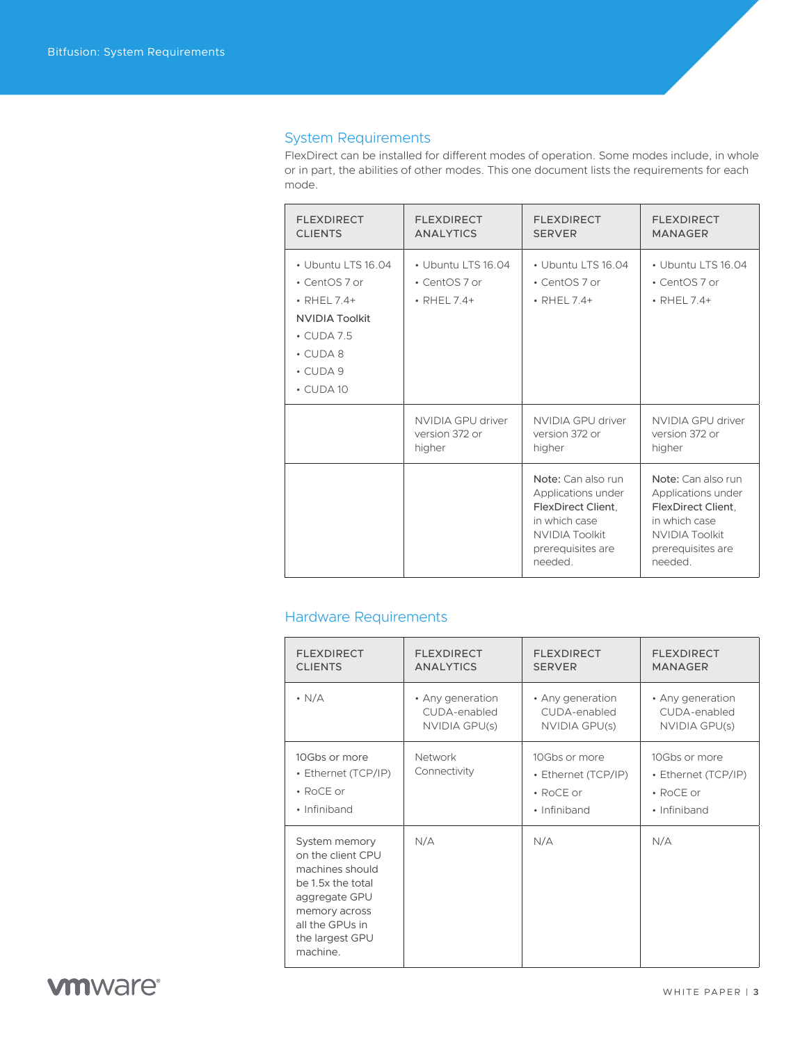## System Requirements

FlexDirect can be installed for different modes of operation. Some modes include, in whole or in part, the abilities of other modes. This one document lists the requirements for each mode.

| FLEXDIRECT CLIENTS | FLEXDIRECT ANALYTICS | FLEXDIRECT SERVER | FLEXDIRECT MANAGER |
| --- | --- | --- | --- |
| • Ubuntu LTS 16.04<br>• CentOS 7 or<br>• RHEL 7.4+<br>NVIDIA Toolkit<br>• CUDA 7.5<br>• CUDA 8<br>• CUDA 9<br>• CUDA 10 | • Ubuntu LTS 16.04<br>• CentOS 7 or<br>• RHEL 7.4+ | • Ubuntu LTS 16.04<br>• CentOS 7 or<br>• RHEL 7.4+ | • Ubuntu LTS 16.04<br>• CentOS 7 or<br>• RHEL 7.4+ |
| | NVIDIA GPU driver version 372 or higher | NVIDIA GPU driver version 372 or higher | NVIDIA GPU driver version 372 or higher |
| | | **Note:** Can also run Applications under FlexDirect Client, in which case NVIDIA Toolkit prerequisites are needed. | **Note:** Can also run Applications under FlexDirect Client, in which case NVIDIA Toolkit prerequisites are needed. |

## Hardware Requirements

| FLEXDIRECT CLIENTS | FLEXDIRECT ANALYTICS | FLEXDIRECT SERVER | FLEXDIRECT MANAGER |
| --- | --- | --- | --- |
| • N/A | • Any generation CUDA-enabled NVIDIA GPU(s) | • Any generation CUDA-enabled NVIDIA GPU(s) | • Any generation CUDA-enabled NVIDIA GPU(s) |
| 10Gbs or more<br>• Ethernet (TCP/IP)<br>• RoCE or<br>• Infiniband | Network Connectivity | 10Gbs or more<br>• Ethernet (TCP/IP)<br>• RoCE or<br>• Infiniband | 10Gbs or more<br>• Ethernet (TCP/IP)<br>• RoCE or<br>• Infiniband |
| System memory on the client CPU machines should be 1.5x the total aggregate GPU memory across all the GPUs in the largest GPU machine. | N/A | N/A | N/A |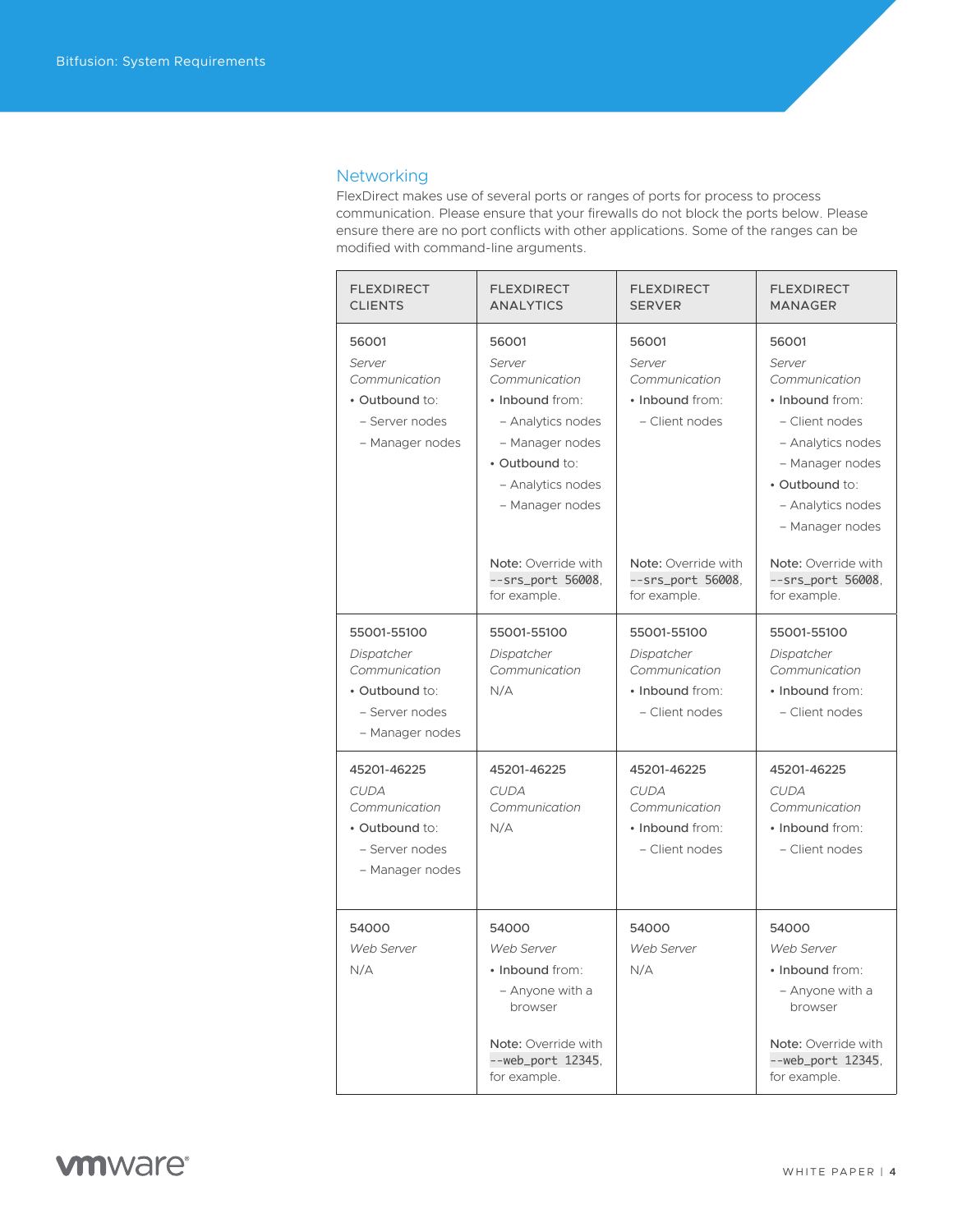## Networking

FlexDirect makes use of several ports or ranges of ports for process to process communication. Please ensure that your firewalls do not block the ports below. Please ensure there are no port conflicts with other applications. Some of the ranges can be modified with command-line arguments.

| FLEXDIRECT CLIENTS | FLEXDIRECT ANALYTICS | FLEXDIRECT SERVER | FLEXDIRECT MANAGER |
|---|---|---|---|
| 56001<br>*Server Communication*<br>• **Outbound** to:<br>– Server nodes<br>– Manager nodes | 56001<br>*Server Communication*<br>• **Inbound** from:<br>– Analytics nodes<br>– Manager nodes<br>• **Outbound** to:<br>– Analytics nodes<br>– Manager nodes<br><br>**Note:** Override with `--srs_port 56008`, for example. | 56001<br>*Server Communication*<br>• **Inbound** from:<br>– Client nodes<br><br>**Note:** Override with `--srs_port 56008`, for example. | 56001<br>*Server Communication*<br>• **Inbound** from:<br>– Client nodes<br>– Analytics nodes<br>– Manager nodes<br>• **Outbound** to:<br>– Analytics nodes<br>– Manager nodes<br><br>**Note:** Override with `--srs_port 56008`, for example. |
| 55001-55100<br>*Dispatcher Communication*<br>• **Outbound** to:<br>– Server nodes<br>– Manager nodes | 55001-55100<br>*Dispatcher Communication*<br>N/A | 55001-55100<br>*Dispatcher Communication*<br>• **Inbound** from:<br>– Client nodes | 55001-55100<br>*Dispatcher Communication*<br>• **Inbound** from:<br>– Client nodes |
| 45201-46225<br>*CUDA Communication*<br>• **Outbound** to:<br>– Server nodes<br>– Manager nodes | 45201-46225<br>*CUDA Communication*<br>N/A | 45201-46225<br>*CUDA Communication*<br>• **Inbound** from:<br>– Client nodes | 45201-46225<br>*CUDA Communication*<br>• **Inbound** from:<br>– Client nodes |
| 54000<br>*Web Server*<br>N/A | 54000<br>*Web Server*<br>• **Inbound** from:<br>– Anyone with a browser<br><br>**Note:** Override with `--web_port 12345`, for example. | 54000<br>*Web Server*<br>N/A | 54000<br>*Web Server*<br>• **Inbound** from:<br>– Anyone with a browser<br><br>**Note:** Override with `--web_port 12345`, for example. |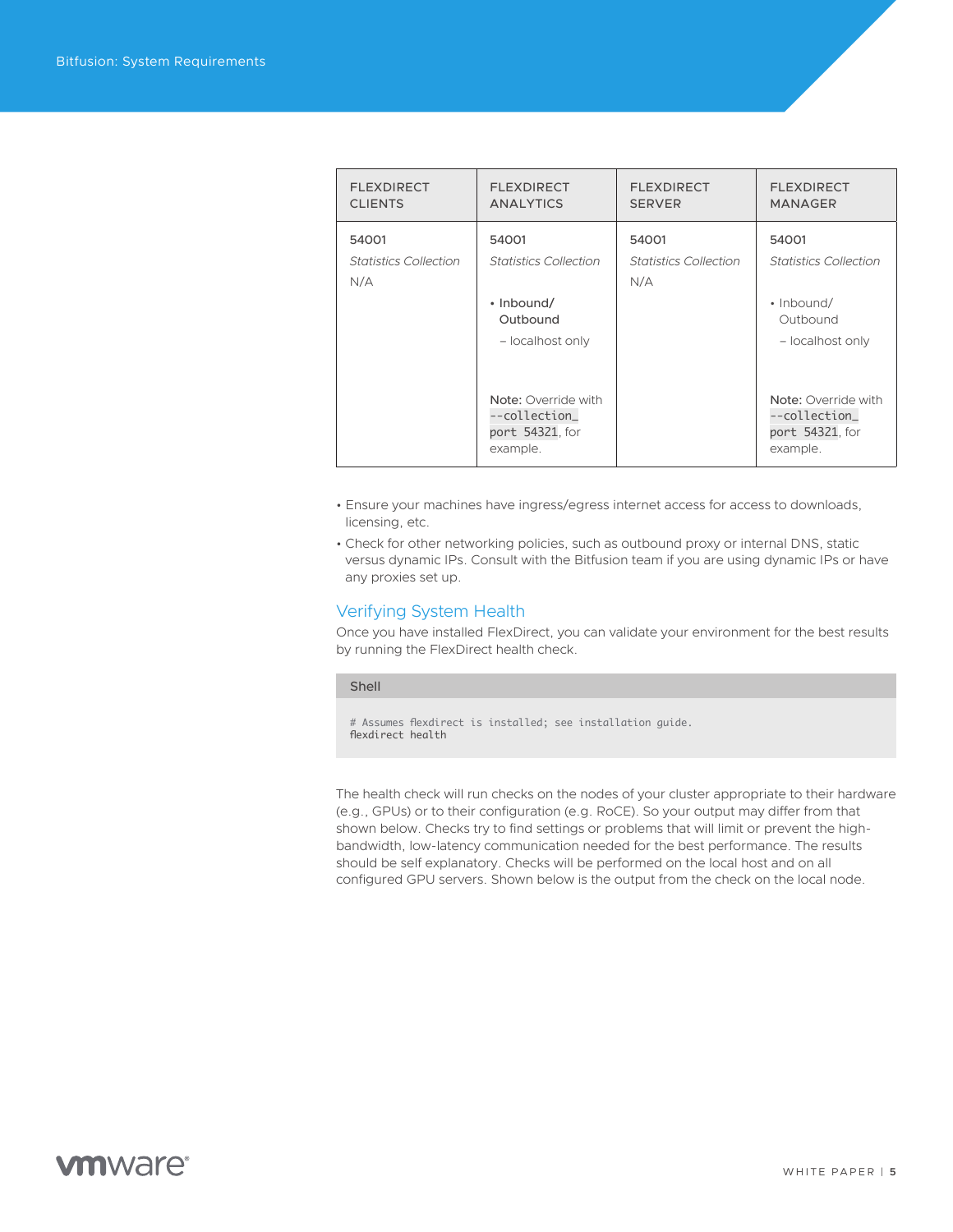| FLEXDIRECT CLIENTS | FLEXDIRECT ANALYTICS | FLEXDIRECT SERVER | FLEXDIRECT MANAGER |
|---|---|---|---|
| 54001<br>*Statistics Collection*<br>N/A | 54001<br>*Statistics Collection*<br>• Inbound/ Outbound<br>– localhost only<br><br>**Note:** Override with `--collection_port 54321`, for example. | 54001<br>*Statistics Collection*<br>N/A | 54001<br>*Statistics Collection*<br>• Inbound/ Outbound<br>– localhost only<br><br>**Note:** Override with `--collection_port 54321`, for example. |

- Ensure your machines have ingress/egress internet access for access to downloads, licensing, etc.
- Check for other networking policies, such as outbound proxy or internal DNS, static versus dynamic IPs. Consult with the Bitfusion team if you are using dynamic IPs or have any proxies set up.

## Verifying System Health

Once you have installed FlexDirect, you can validate your environment for the best results by running the FlexDirect health check.

Shell

```
# Assumes flexdirect is installed; see installation guide.
flexdirect health
```

The health check will run checks on the nodes of your cluster appropriate to their hardware (e.g., GPUs) or to their configuration (e.g. RoCE). So your output may differ from that shown below. Checks try to find settings or problems that will limit or prevent the high-bandwidth, low-latency communication needed for the best performance. The results should be self explanatory. Checks will be performed on the local host and on all configured GPU servers. Shown below is the output from the check on the local node.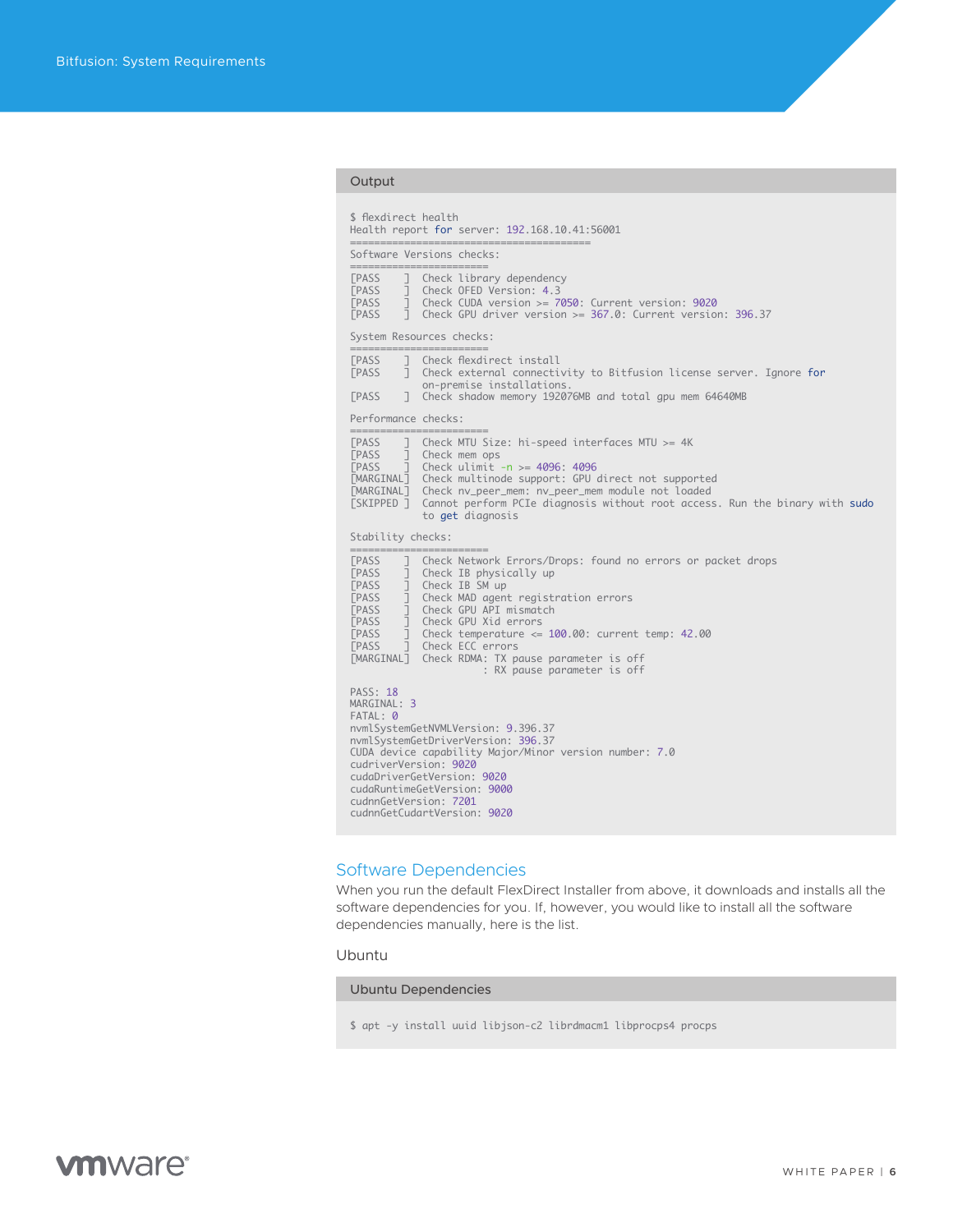Output

```
$ flexdirect health
Health report for server: 192.168.10.41:56001
========================================
Software Versions checks:
=======================
[PASS     ]  Check library dependency
[PASS     ]  Check OFED Version: 4.3
[PASS     ]  Check CUDA version >= 7050: Current version: 9020
[PASS     ]  Check GPU driver version >= 367.0: Current version: 396.37

System Resources checks:
=======================
[PASS     ]  Check flexdirect install
[PASS     ]  Check external connectivity to Bitfusion license server. Ignore for
             on-premise installations.
[PASS     ]  Check shadow memory 192076MB and total gpu mem 64640MB

Performance checks:
=======================
[PASS     ]  Check MTU Size: hi-speed interfaces MTU >= 4K
[PASS     ]  Check mem ops
[PASS     ]  Check ulimit -n >= 4096: 4096
[MARGINAL]  Check multinode support: GPU direct not supported
[MARGINAL]  Check nv_peer_mem: nv_peer_mem module not loaded
[SKIPPED ]  Cannot perform PCIe diagnosis without root access. Run the binary with sudo
             to get diagnosis

Stability checks:
=======================
[PASS     ]  Check Network Errors/Drops: found no errors or packet drops
[PASS     ]  Check IB physically up
[PASS     ]  Check IB SM up
[PASS     ]  Check MAD agent registration errors
[PASS     ]  Check GPU API mismatch
[PASS     ]  Check GPU Xid errors
[PASS     ]  Check temperature <= 100.00: current temp: 42.00
[PASS     ]  Check ECC errors
[MARGINAL]  Check RDMA: TX pause parameter is off
                       : RX pause parameter is off

PASS: 18
MARGINAL: 3
FATAL: 0
nvmlSystemGetNVMLVersion: 9.396.37
nvmlSystemGetDriverVersion: 396.37
CUDA device capability Major/Minor version number: 7.0
cudriverVersion: 9020
cudaDriverGetVersion: 9020
cudaRuntimeGetVersion: 9000
cudnnGetVersion: 7201
cudnnGetCudartVersion: 9020
```

## Software Dependencies

When you run the default FlexDirect Installer from above, it downloads and installs all the software dependencies for you. If, however, you would like to install all the software dependencies manually, here is the list.

### Ubuntu

Ubuntu Dependencies

```
$ apt -y install uuid libjson-c2 librdmacm1 libprocps4 procps
```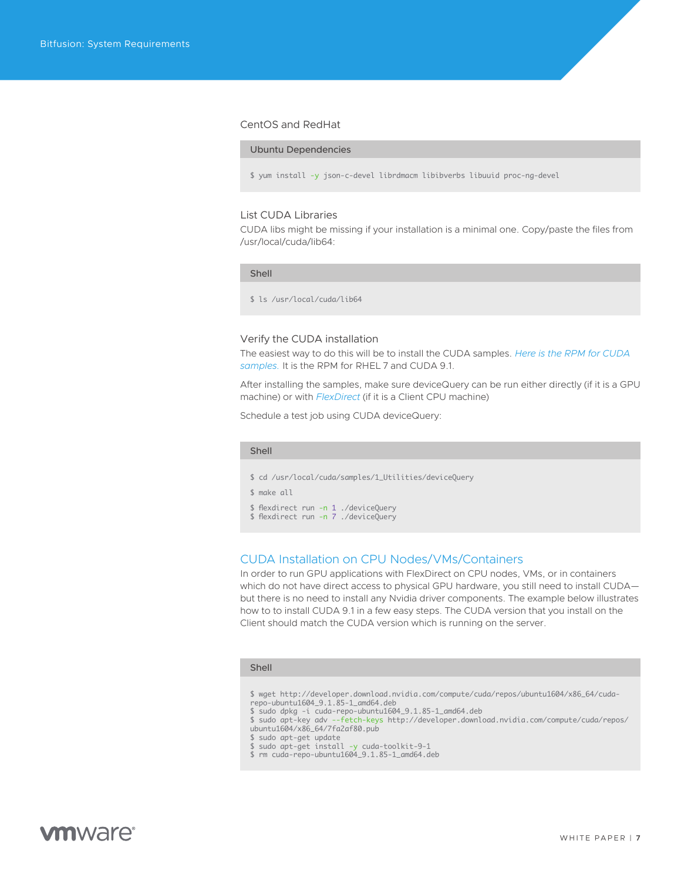### CentOS and RedHat

**Ubuntu Dependencies**

```
$ yum install -y json-c-devel librdmacm libibverbs libuuid proc-ng-devel
```

### List CUDA Libraries

CUDA libs might be missing if your installation is a minimal one. Copy/paste the files from /usr/local/cuda/lib64:

**Shell**

```
$ ls /usr/local/cuda/lib64
```

### Verify the CUDA installation

The easiest way to do this will be to install the CUDA samples. *Here is the RPM for CUDA samples.* It is the RPM for RHEL 7 and CUDA 9.1.

After installing the samples, make sure deviceQuery can be run either directly (if it is a GPU machine) or with *FlexDirect* (if it is a Client CPU machine)

Schedule a test job using CUDA deviceQuery:

**Shell**

```
$ cd /usr/local/cuda/samples/1_Utilities/deviceQuery
$ make all
$ flexdirect run -n 1 ./deviceQuery
$ flexdirect run -n 7 ./deviceQuery
```

## CUDA Installation on CPU Nodes/VMs/Containers

In order to run GPU applications with FlexDirect on CPU nodes, VMs, or in containers which do not have direct access to physical GPU hardware, you still need to install CUDA—but there is no need to install any Nvidia driver components. The example below illustrates how to to install CUDA 9.1 in a few easy steps. The CUDA version that you install on the Client should match the CUDA version which is running on the server.

**Shell**

```
$ wget http://developer.download.nvidia.com/compute/cuda/repos/ubuntu1604/x86_64/cuda-repo-ubuntu1604_9.1.85-1_amd64.deb
$ sudo dpkg -i cuda-repo-ubuntu1604_9.1.85-1_amd64.deb
$ sudo apt-key adv --fetch-keys http://developer.download.nvidia.com/compute/cuda/repos/ubuntu1604/x86_64/7fa2af80.pub
$ sudo apt-get update
$ sudo apt-get install -y cuda-toolkit-9-1
$ rm cuda-repo-ubuntu1604_9.1.85-1_amd64.deb
```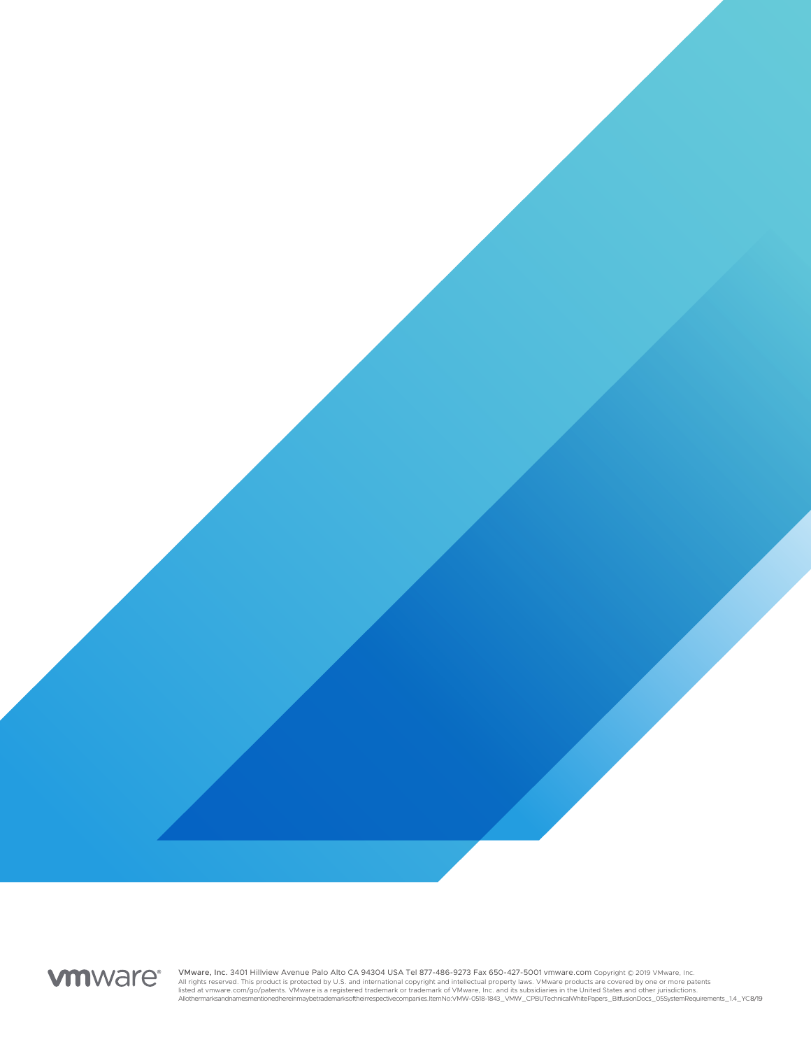VMware, Inc. 3401 Hillview Avenue Palo Alto CA 94304 USA Tel 877-486-9273 Fax 650-427-5001 vmware.com Copyright © 2019 VMware, Inc. All rights reserved. This product is protected by U.S. and international copyright and intellectual property laws. VMware products are covered by one or more patents listed at vmware.com/go/patents. VMware is a registered trademark or trademark of VMware, Inc. and its subsidiaries in the United States and other jurisdictions. All other marks and names mentioned herein may be trademarks of their respective companies. Item No: VMW-0518-1843_VMW_CPBUTechnicalWhitePapers_BitfusionDocs_05SystemRequirements_1.4_YC 8/19